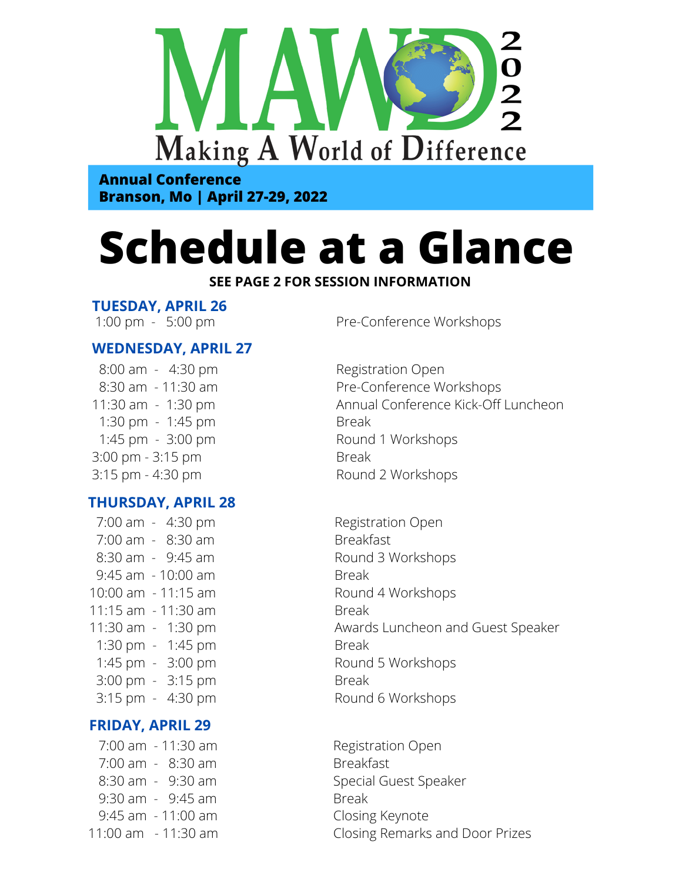# MAWD 2022

## Making A World of Difference

**Annual Conference**
**Branson, Mo | April 27-29, 2022**

# Schedule at a Glance

**SEE PAGE 2 FOR SESSION INFORMATION**

### TUESDAY, APRIL 26

| Time | Event |
|---|---|
| 1:00 pm - 5:00 pm | Pre-Conference Workshops |

### WEDNESDAY, APRIL 27

| Time | Event |
|---|---|
| 8:00 am - 4:30 pm | Registration Open |
| 8:30 am - 11:30 am | Pre-Conference Workshops |
| 11:30 am - 1:30 pm | Annual Conference Kick-Off Luncheon |
| 1:30 pm - 1:45 pm | Break |
| 1:45 pm - 3:00 pm | Round 1 Workshops |
| 3:00 pm - 3:15 pm | Break |
| 3:15 pm - 4:30 pm | Round 2 Workshops |

### THURSDAY, APRIL 28

| Time | Event |
|---|---|
| 7:00 am - 4:30 pm | Registration Open |
| 7:00 am - 8:30 am | Breakfast |
| 8:30 am - 9:45 am | Round 3 Workshops |
| 9:45 am - 10:00 am | Break |
| 10:00 am - 11:15 am | Round 4 Workshops |
| 11:15 am - 11:30 am | Break |
| 11:30 am - 1:30 pm | Awards Luncheon and Guest Speaker |
| 1:30 pm - 1:45 pm | Break |
| 1:45 pm - 3:00 pm | Round 5 Workshops |
| 3:00 pm - 3:15 pm | Break |
| 3:15 pm - 4:30 pm | Round 6 Workshops |

### FRIDAY, APRIL 29

| Time | Event |
|---|---|
| 7:00 am - 11:30 am | Registration Open |
| 7:00 am - 8:30 am | Breakfast |
| 8:30 am - 9:30 am | Special Guest Speaker |
| 9:30 am - 9:45 am | Break |
| 9:45 am - 11:00 am | Closing Keynote |
| 11:00 am - 11:30 am | Closing Remarks and Door Prizes |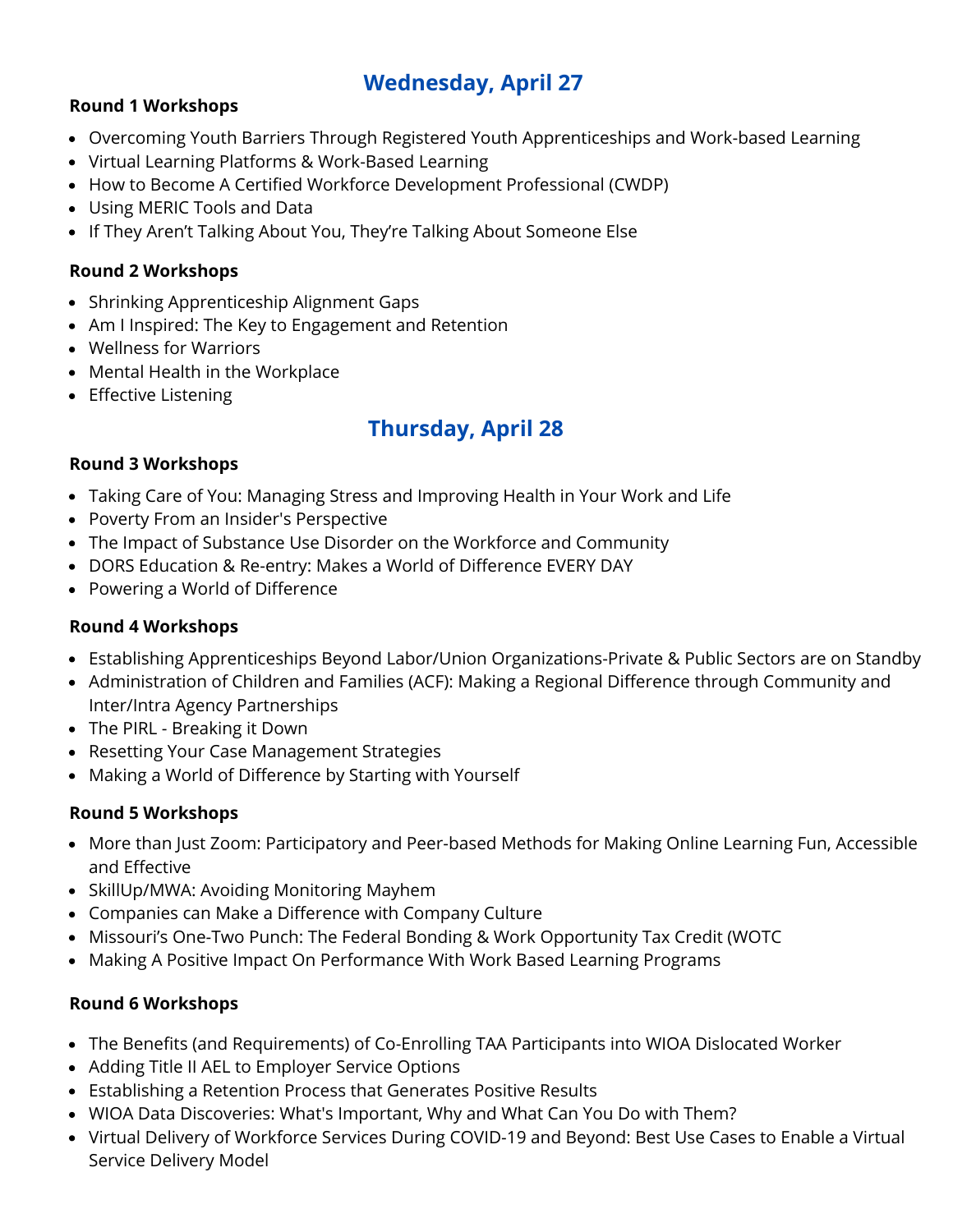## Wednesday, April 27

**Round 1 Workshops**

- Overcoming Youth Barriers Through Registered Youth Apprenticeships and Work-based Learning
- Virtual Learning Platforms & Work-Based Learning
- How to Become A Certified Workforce Development Professional (CWDP)
- Using MERIC Tools and Data
- If They Aren't Talking About You, They're Talking About Someone Else

**Round 2 Workshops**

- Shrinking Apprenticeship Alignment Gaps
- Am I Inspired: The Key to Engagement and Retention
- Wellness for Warriors
- Mental Health in the Workplace
- Effective Listening

## Thursday, April 28

**Round 3 Workshops**

- Taking Care of You: Managing Stress and Improving Health in Your Work and Life
- Poverty From an Insider's Perspective
- The Impact of Substance Use Disorder on the Workforce and Community
- DORS Education & Re-entry: Makes a World of Difference EVERY DAY
- Powering a World of Difference

**Round 4 Workshops**

- Establishing Apprenticeships Beyond Labor/Union Organizations-Private & Public Sectors are on Standby
- Administration of Children and Families (ACF): Making a Regional Difference through Community and Inter/Intra Agency Partnerships
- The PIRL - Breaking it Down
- Resetting Your Case Management Strategies
- Making a World of Difference by Starting with Yourself

**Round 5 Workshops**

- More than Just Zoom: Participatory and Peer-based Methods for Making Online Learning Fun, Accessible and Effective
- SkillUp/MWA: Avoiding Monitoring Mayhem
- Companies can Make a Difference with Company Culture
- Missouri's One-Two Punch: The Federal Bonding & Work Opportunity Tax Credit (WOTC
- Making A Positive Impact On Performance With Work Based Learning Programs

**Round 6 Workshops**

- The Benefits (and Requirements) of Co-Enrolling TAA Participants into WIOA Dislocated Worker
- Adding Title II AEL to Employer Service Options
- Establishing a Retention Process that Generates Positive Results
- WIOA Data Discoveries: What's Important, Why and What Can You Do with Them?
- Virtual Delivery of Workforce Services During COVID-19 and Beyond: Best Use Cases to Enable a Virtual Service Delivery Model